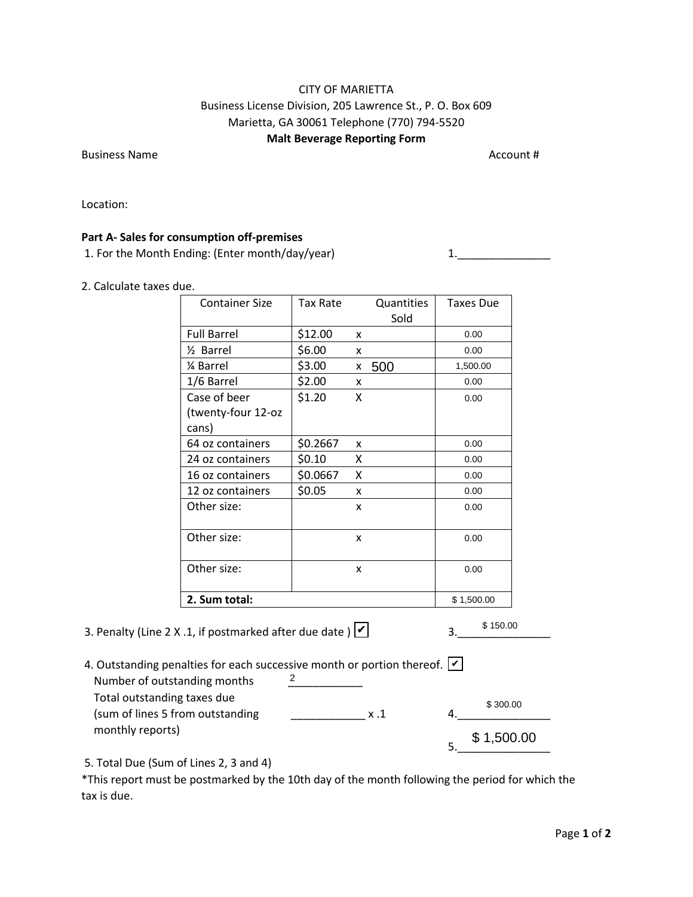CITY OF MARIETTA

Business License Division, 205 Lawrence St., P. O. Box 609

Marietta, GA 30061 Telephone (770) 794-5520

**Malt Beverage Reporting Form**

Business Name Account #

Location:

**Part A- Sales for consumption off-premises**

1. For the Month Ending: (Enter month/day/year) 1.\_\_\_\_\_\_\_\_\_\_\_\_\_\_\_

2. Calculate taxes due.

| Container Size | Tax Rate | | Quantities Sold | Taxes Due |
|---|---|---|---|---|
| Full Barrel | $12.00 | x | | 0.00 |
| ½ Barrel | $6.00 | x | | 0.00 |
| ¼ Barrel | $3.00 | x | 500 | 1,500.00 |
| 1/6 Barrel | $2.00 | x | | 0.00 |
| Case of beer (twenty-four 12-oz cans) | $1.20 | X | | 0.00 |
| 64 oz containers | $0.2667 | x | | 0.00 |
| 24 oz containers | $0.10 | X | | 0.00 |
| 16 oz containers | $0.0667 | X | | 0.00 |
| 12 oz containers | $0.05 | x | | 0.00 |
| Other size: | | x | | 0.00 |
| Other size: | | x | | 0.00 |
| Other size: | | x | | 0.00 |
| **2. Sum total:** | | | | $ 1,500.00 |

3. Penalty (Line 2 X .1, if postmarked after due date ) ☑ 3. $ 150.00

4. Outstanding penalties for each successive month or portion thereof. ☑

Number of outstanding months 2

Total outstanding taxes due (sum of lines 5 from outstanding monthly reports) \_\_\_\_\_\_\_\_\_\_\_\_ x .1 4. $ 300.00

5. $ 1,500.00

5. Total Due (Sum of Lines 2, 3 and 4)

*This report must be postmarked by the 10th day of the month following the period for which the tax is due.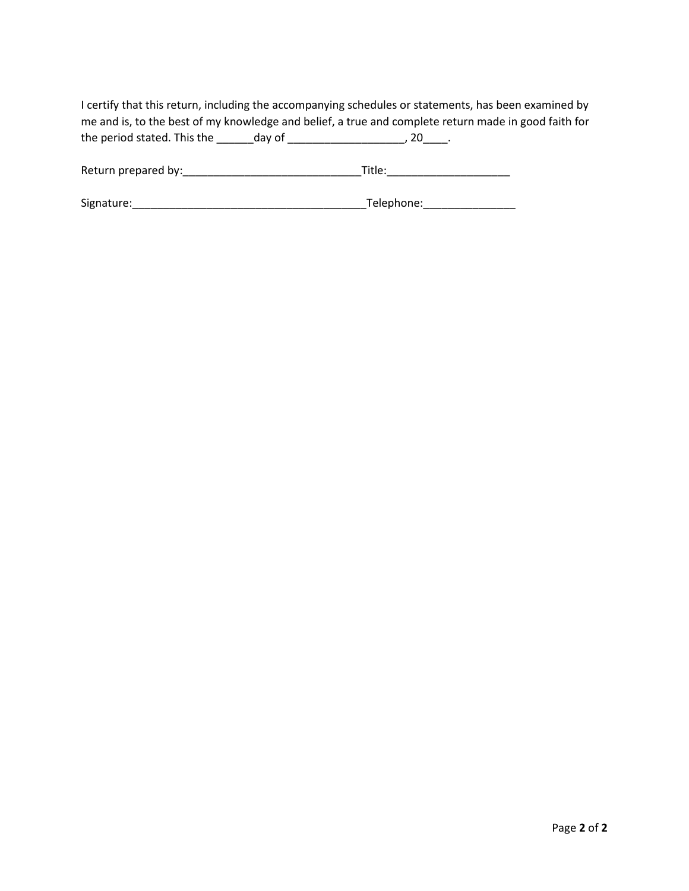I certify that this return, including the accompanying schedules or statements, has been examined by me and is, to the best of my knowledge and belief, a true and complete return made in good faith for the period stated. This the ______day of ___________________, 20____.

Return prepared by:_____________________________Title:____________________

Signature:______________________________________Telephone:_______________